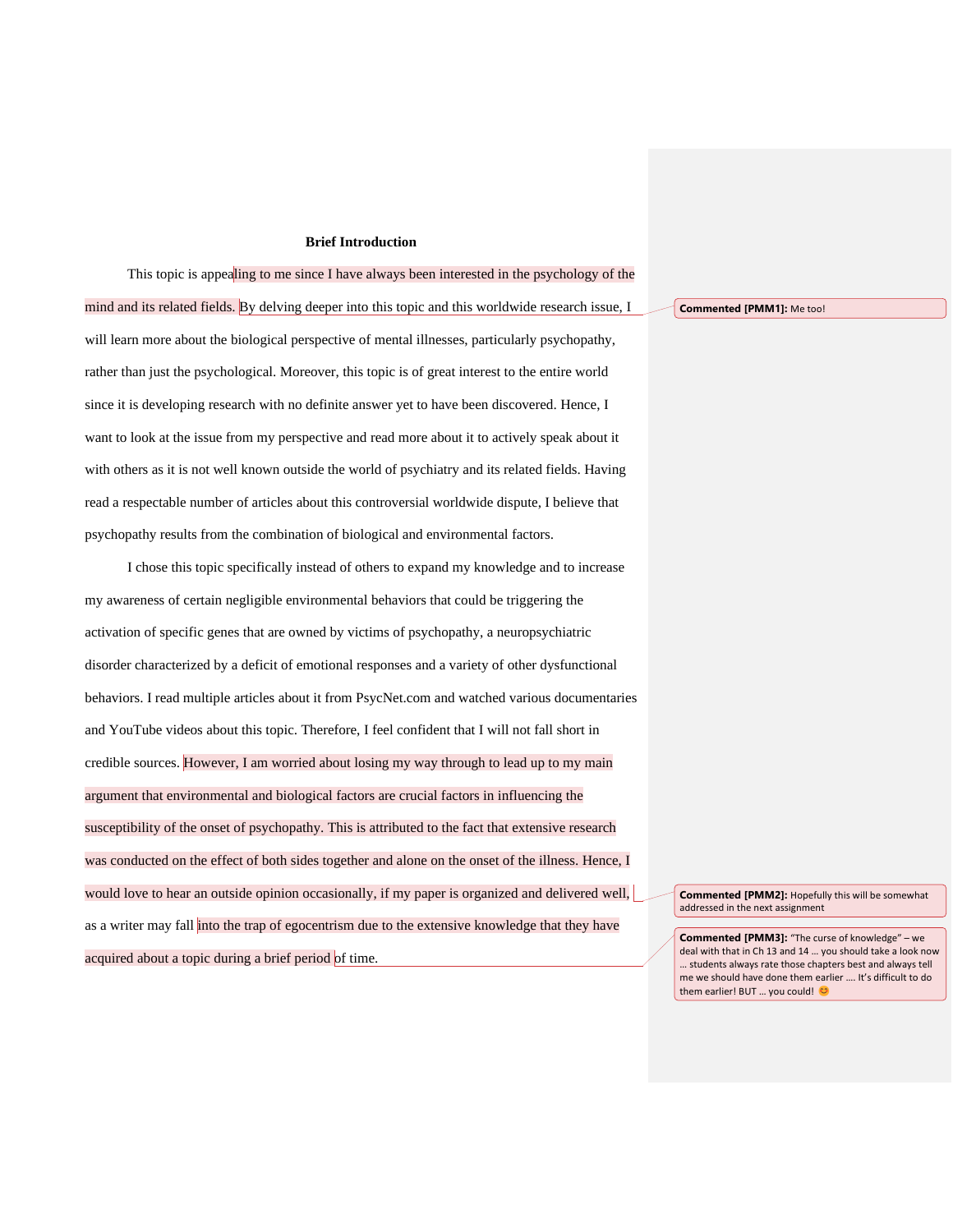## Brief Introduction

This topic is appealing to me since I have always been interested in the psychology of the mind and its related fields. By delving deeper into this topic and this worldwide research issue, I will learn more about the biological perspective of mental illnesses, particularly psychopathy, rather than just the psychological. Moreover, this topic is of great interest to the entire world since it is developing research with no definite answer yet to have been discovered. Hence, I want to look at the issue from my perspective and read more about it to actively speak about it with others as it is not well known outside the world of psychiatry and its related fields. Having read a respectable number of articles about this controversial worldwide dispute, I believe that psychopathy results from the combination of biological and environmental factors.

I chose this topic specifically instead of others to expand my knowledge and to increase my awareness of certain negligible environmental behaviors that could be triggering the activation of specific genes that are owned by victims of psychopathy, a neuropsychiatric disorder characterized by a deficit of emotional responses and a variety of other dysfunctional behaviors. I read multiple articles about it from PsycNet.com and watched various documentaries and YouTube videos about this topic. Therefore, I feel confident that I will not fall short in credible sources. However, I am worried about losing my way through to lead up to my main argument that environmental and biological factors are crucial factors in influencing the susceptibility of the onset of psychopathy. This is attributed to the fact that extensive research was conducted on the effect of both sides together and alone on the onset of the illness. Hence, I would love to hear an outside opinion occasionally, if my paper is organized and delivered well, as a writer may fall into the trap of egocentrism due to the extensive knowledge that they have acquired about a topic during a brief period of time.

**Commented [PMM1]:** Me too!

**Commented [PMM2]:** Hopefully this will be somewhat addressed in the next assignment

**Commented [PMM3]:** "The curse of knowledge" – we deal with that in Ch 13 and 14 … you should take a look now … students always rate those chapters best and always tell me we should have done them earlier …. It's difficult to do them earlier! BUT … you could! 😊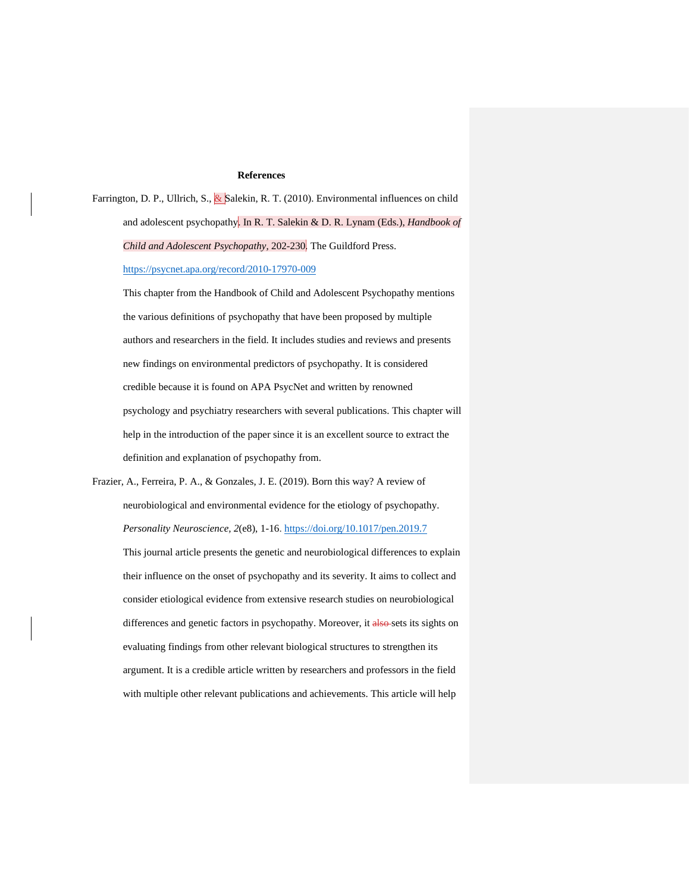**References**

Farrington, D. P., Ullrich, S., & Salekin, R. T. (2010). Environmental influences on child and adolescent psychopathy. In R. T. Salekin & D. R. Lynam (Eds.), *Handbook of Child and Adolescent Psychopathy*, 202-230. The Guildford Press. https://psycnet.apa.org/record/2010-17970-009

This chapter from the Handbook of Child and Adolescent Psychopathy mentions the various definitions of psychopathy that have been proposed by multiple authors and researchers in the field. It includes studies and reviews and presents new findings on environmental predictors of psychopathy. It is considered credible because it is found on APA PsycNet and written by renowned psychology and psychiatry researchers with several publications. This chapter will help in the introduction of the paper since it is an excellent source to extract the definition and explanation of psychopathy from.

Frazier, A., Ferreira, P. A., & Gonzales, J. E. (2019). Born this way? A review of neurobiological and environmental evidence for the etiology of psychopathy. *Personality Neuroscience, 2*(e8), 1-16. https://doi.org/10.1017/pen.2019.7

This journal article presents the genetic and neurobiological differences to explain their influence on the onset of psychopathy and its severity. It aims to collect and consider etiological evidence from extensive research studies on neurobiological differences and genetic factors in psychopathy. Moreover, it ~~also~~ sets its sights on evaluating findings from other relevant biological structures to strengthen its argument. It is a credible article written by researchers and professors in the field with multiple other relevant publications and achievements. This article will help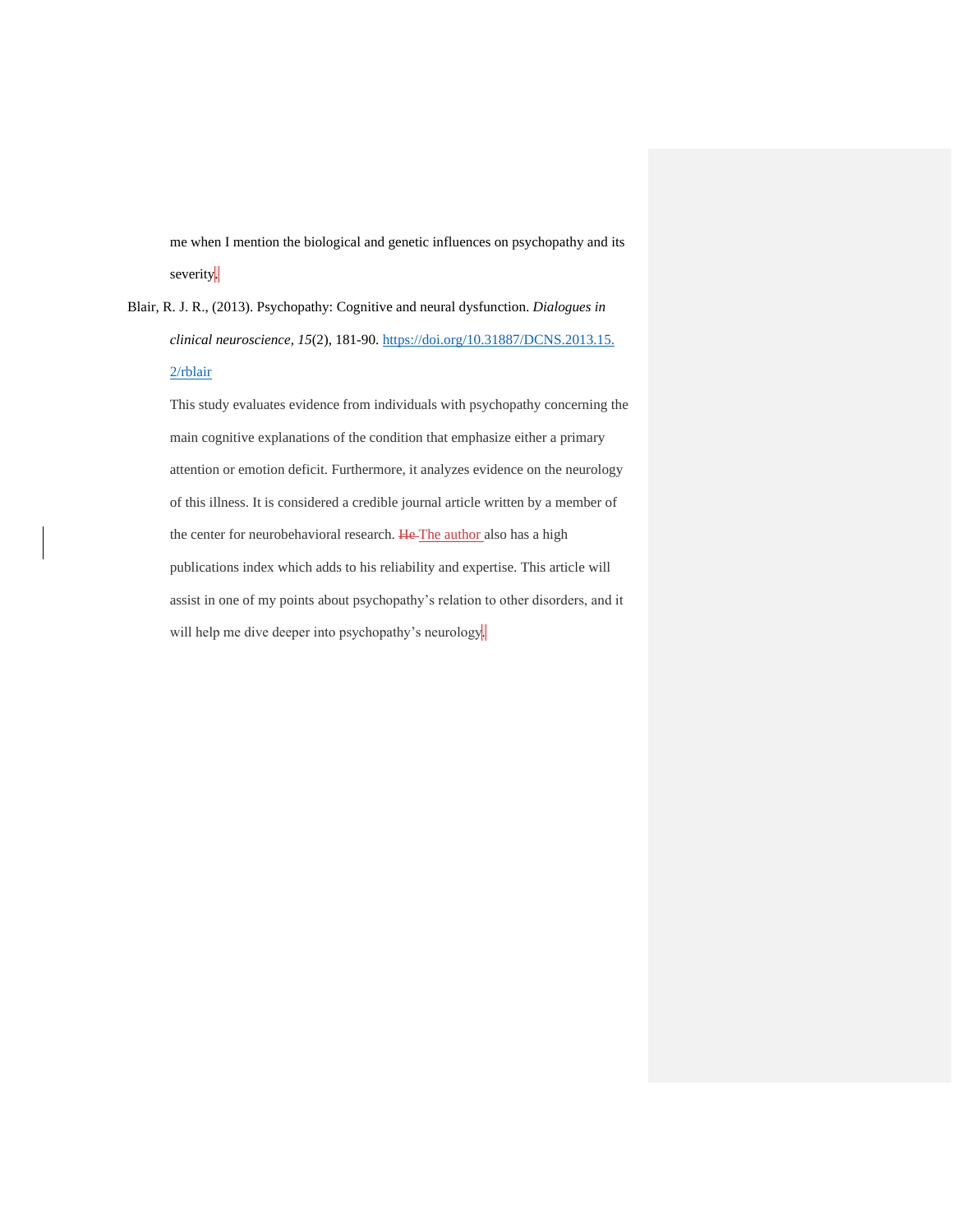me when I mention the biological and genetic influences on psychopathy and its severity.

Blair, R. J. R., (2013). Psychopathy: Cognitive and neural dysfunction. *Dialogues in clinical neuroscience, 15*(2), 181-90. https://doi.org/10.31887/DCNS.2013.15.2/rblair

This study evaluates evidence from individuals with psychopathy concerning the main cognitive explanations of the condition that emphasize either a primary attention or emotion deficit. Furthermore, it analyzes evidence on the neurology of this illness. It is considered a credible journal article written by a member of the center for neurobehavioral research. ~~He~~ The author also has a high publications index which adds to his reliability and expertise. This article will assist in one of my points about psychopathy's relation to other disorders, and it will help me dive deeper into psychopathy's neurology.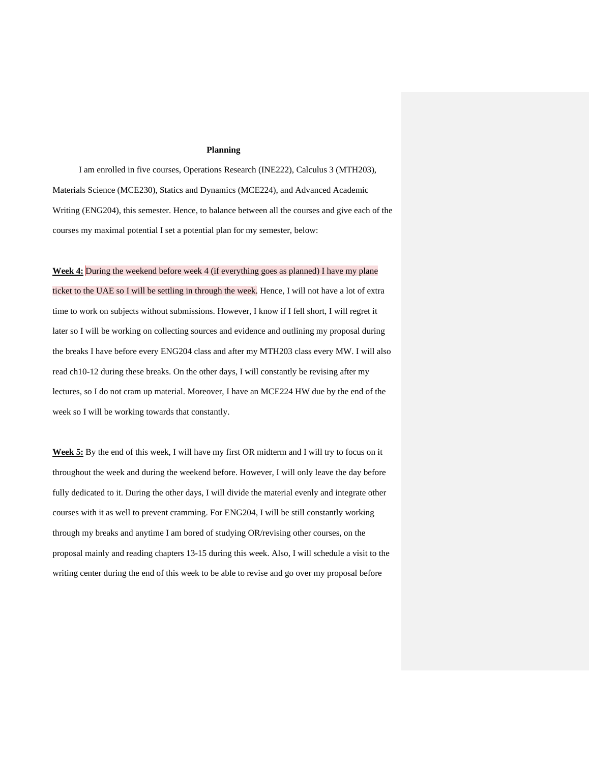**Planning**

I am enrolled in five courses, Operations Research (INE222), Calculus 3 (MTH203), Materials Science (MCE230), Statics and Dynamics (MCE224), and Advanced Academic Writing (ENG204), this semester. Hence, to balance between all the courses and give each of the courses my maximal potential I set a potential plan for my semester, below:

**Week 4:** During the weekend before week 4 (if everything goes as planned) I have my plane ticket to the UAE so I will be settling in through the week. Hence, I will not have a lot of extra time to work on subjects without submissions. However, I know if I fell short, I will regret it later so I will be working on collecting sources and evidence and outlining my proposal during the breaks I have before every ENG204 class and after my MTH203 class every MW. I will also read ch10-12 during these breaks. On the other days, I will constantly be revising after my lectures, so I do not cram up material. Moreover, I have an MCE224 HW due by the end of the week so I will be working towards that constantly.

**Week 5:** By the end of this week, I will have my first OR midterm and I will try to focus on it throughout the week and during the weekend before. However, I will only leave the day before fully dedicated to it. During the other days, I will divide the material evenly and integrate other courses with it as well to prevent cramming. For ENG204, I will be still constantly working through my breaks and anytime I am bored of studying OR/revising other courses, on the proposal mainly and reading chapters 13-15 during this week. Also, I will schedule a visit to the writing center during the end of this week to be able to revise and go over my proposal before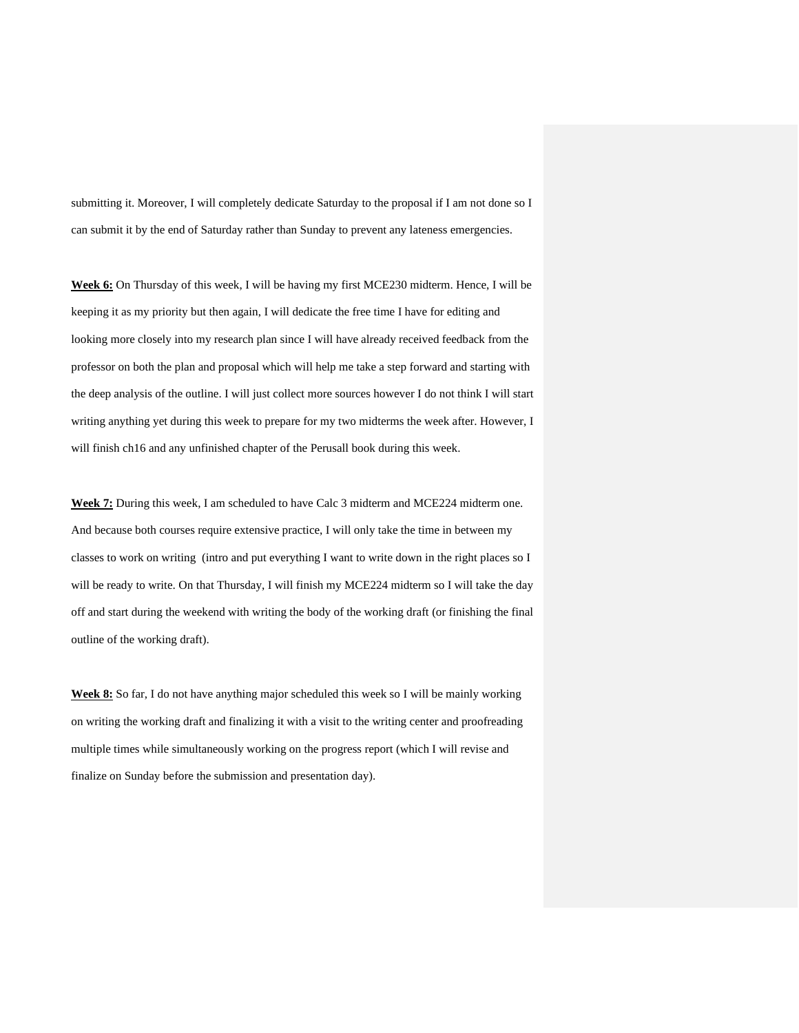submitting it. Moreover, I will completely dedicate Saturday to the proposal if I am not done so I can submit it by the end of Saturday rather than Sunday to prevent any lateness emergencies.

**Week 6:** On Thursday of this week, I will be having my first MCE230 midterm. Hence, I will be keeping it as my priority but then again, I will dedicate the free time I have for editing and looking more closely into my research plan since I will have already received feedback from the professor on both the plan and proposal which will help me take a step forward and starting with the deep analysis of the outline. I will just collect more sources however I do not think I will start writing anything yet during this week to prepare for my two midterms the week after. However, I will finish ch16 and any unfinished chapter of the Perusall book during this week.

**Week 7:** During this week, I am scheduled to have Calc 3 midterm and MCE224 midterm one. And because both courses require extensive practice, I will only take the time in between my classes to work on writing  (intro and put everything I want to write down in the right places so I will be ready to write. On that Thursday, I will finish my MCE224 midterm so I will take the day off and start during the weekend with writing the body of the working draft (or finishing the final outline of the working draft).

**Week 8:** So far, I do not have anything major scheduled this week so I will be mainly working on writing the working draft and finalizing it with a visit to the writing center and proofreading multiple times while simultaneously working on the progress report (which I will revise and finalize on Sunday before the submission and presentation day).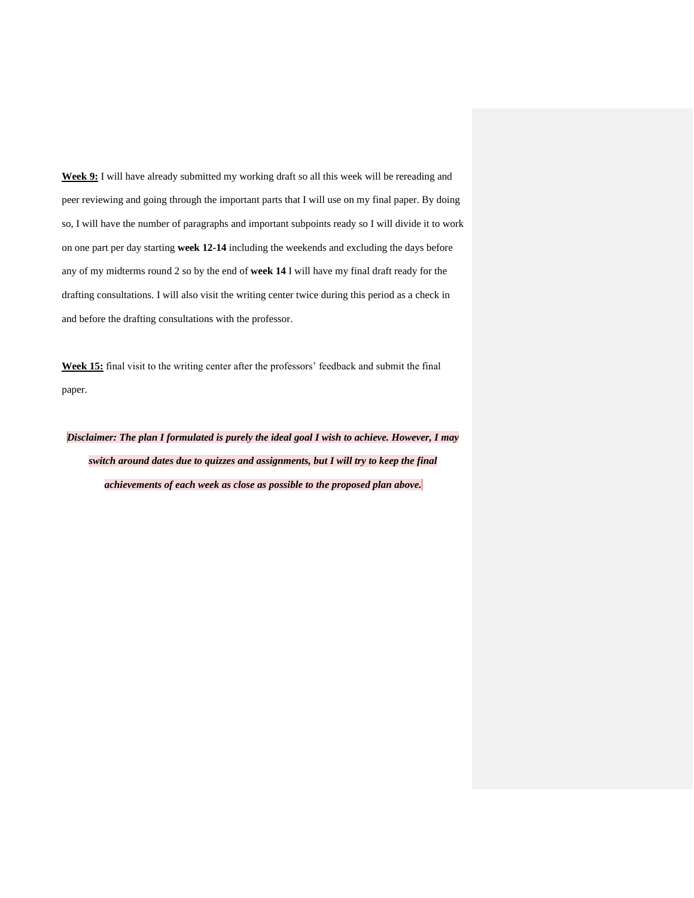**<u>Week 9:</u>** I will have already submitted my working draft so all this week will be rereading and peer reviewing and going through the important parts that I will use on my final paper. By doing so, I will have the number of paragraphs and important subpoints ready so I will divide it to work on one part per day starting **week 12-14** including the weekends and excluding the days before any of my midterms round 2 so by the end of **week 14** I will have my final draft ready for the drafting consultations. I will also visit the writing center twice during this period as a check in and before the drafting consultations with the professor.

**<u>Week 15:</u>** final visit to the writing center after the professors' feedback and submit the final paper.

***Disclaimer: The plan I formulated is purely the ideal goal I wish to achieve. However, I may switch around dates due to quizzes and assignments, but I will try to keep the final achievements of each week as close as possible to the proposed plan above.***